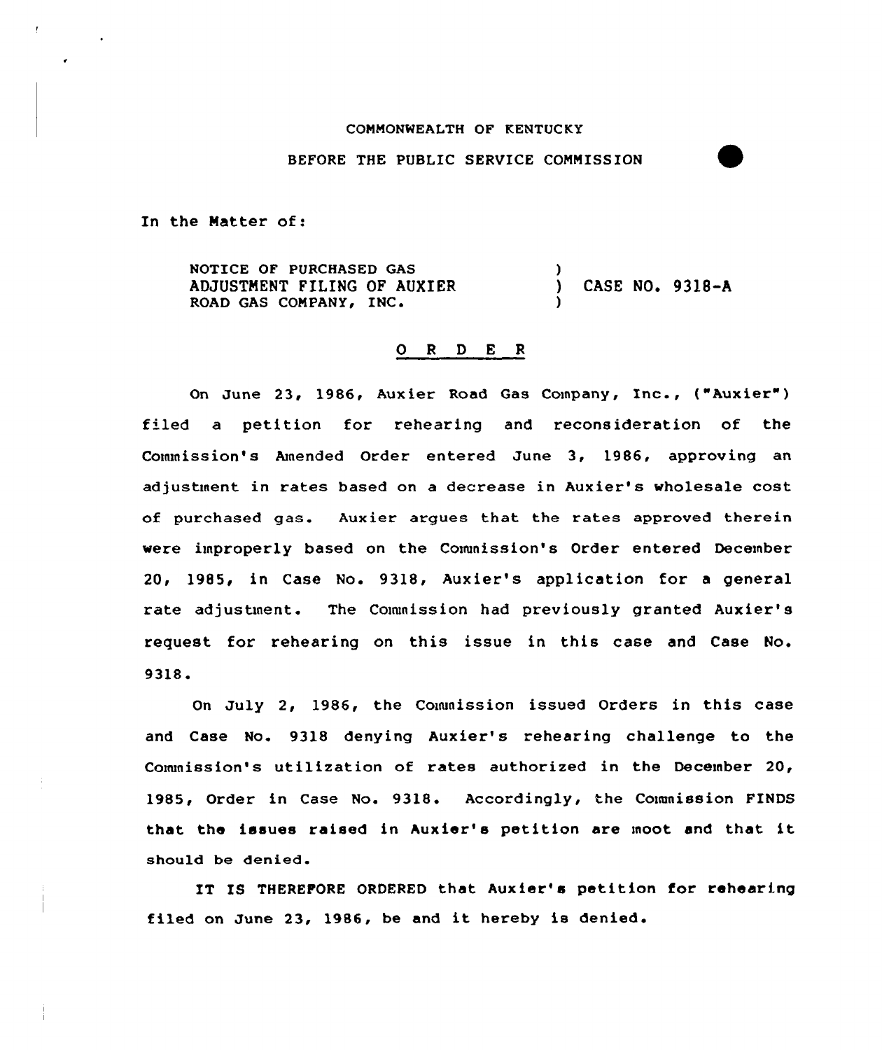COMMONWEALTH OF KENTUCKY

BEFORE THE PUBLIC SERVICE COMMISSION

In the Matter of:

NOTICE OF PURCHASED GAS ADJUSTMENT FILING OF AUXIER ROAD GAS COMPANY, INC. ) CASE NO. 9318-A

## ORDER

On June 23, 1986, Auxier Road Gas Company, Inc., ("Auxier") filed a petition for rehearing and reconsideration of the Commission's Amended Order entered June 3, 1986, approving an adjustment in rates based on a decrease in Auxier's wholesale cost of purchased gas. Auxier argues that the rates approved therein were improperly based on the Commission's Order entered December 20, 1985, in Case No. 9318, Auxier's application for a general rate adjustment. The Commission had previously granted Auxier's request for rehearing on this issue in this case and Case No. 9318.

On July 2, 1986, the Commission issued Orders in this case and Case No. 9318 denying Auxier's rehearing challenge to the Commission's utilization of rates authorized in the December 20, 1985, Order in Case No. 9318. Accordingly, the Commission FINDS that the issues raised in Auxier's petition are moot and that it should be denied.

IT IS THEREFORE ORDERED that Auxier's petition for rehearing filed on June 23, 1986, be and it hereby is denied.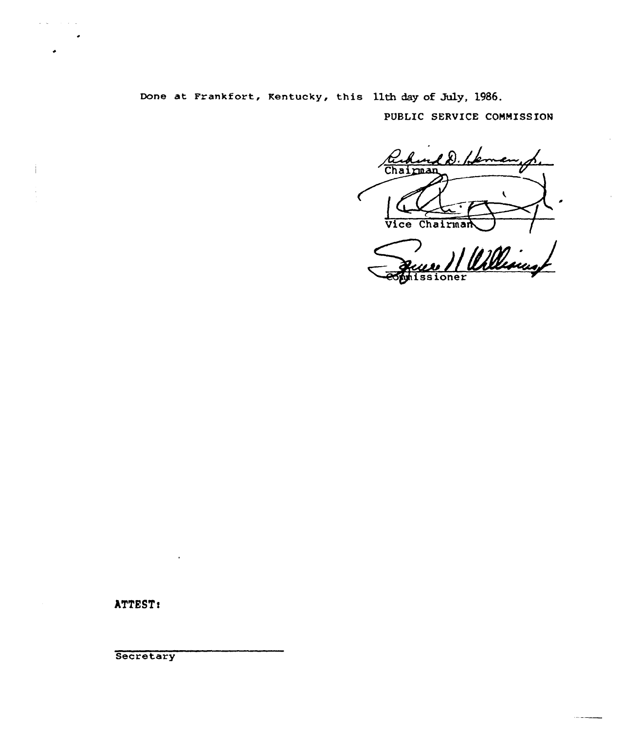Done at Frankfort, Kentucky, this 11th day of July, 1986.

PUBLIC SERVICE COMMISSION

Chairman

Vice Chairman

Commissioner

ATTEST:

Secretary